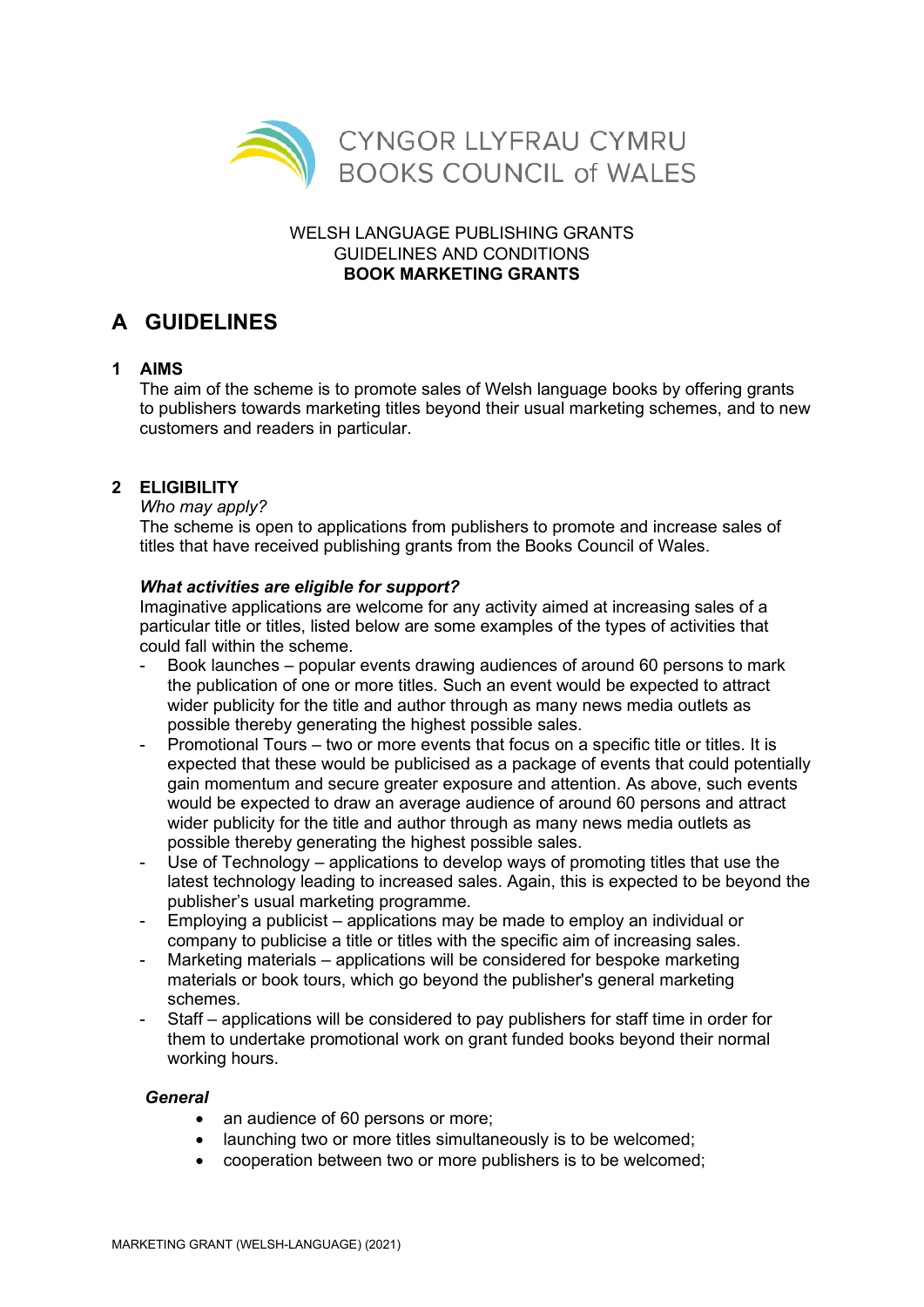CYNGOR LLYFRAU CYMRU
BOOKS COUNCIL of WALES

WELSH LANGUAGE PUBLISHING GRANTS
GUIDELINES AND CONDITIONS
**BOOK MARKETING GRANTS**

# A GUIDELINES

## 1 AIMS

The aim of the scheme is to promote sales of Welsh language books by offering grants to publishers towards marketing titles beyond their usual marketing schemes, and to new customers and readers in particular.

## 2 ELIGIBILITY

*Who may apply?*

The scheme is open to applications from publishers to promote and increase sales of titles that have received publishing grants from the Books Council of Wales.

***What activities are eligible for support?***

Imaginative applications are welcome for any activity aimed at increasing sales of a particular title or titles, listed below are some examples of the types of activities that could fall within the scheme.

- Book launches – popular events drawing audiences of around 60 persons to mark the publication of one or more titles. Such an event would be expected to attract wider publicity for the title and author through as many news media outlets as possible thereby generating the highest possible sales.
- Promotional Tours – two or more events that focus on a specific title or titles. It is expected that these would be publicised as a package of events that could potentially gain momentum and secure greater exposure and attention. As above, such events would be expected to draw an average audience of around 60 persons and attract wider publicity for the title and author through as many news media outlets as possible thereby generating the highest possible sales.
- Use of Technology – applications to develop ways of promoting titles that use the latest technology leading to increased sales. Again, this is expected to be beyond the publisher's usual marketing programme.
- Employing a publicist – applications may be made to employ an individual or company to publicise a title or titles with the specific aim of increasing sales.
- Marketing materials – applications will be considered for bespoke marketing materials or book tours, which go beyond the publisher's general marketing schemes.
- Staff – applications will be considered to pay publishers for staff time in order for them to undertake promotional work on grant funded books beyond their normal working hours.

***General***

- an audience of 60 persons or more;
- launching two or more titles simultaneously is to be welcomed;
- cooperation between two or more publishers is to be welcomed;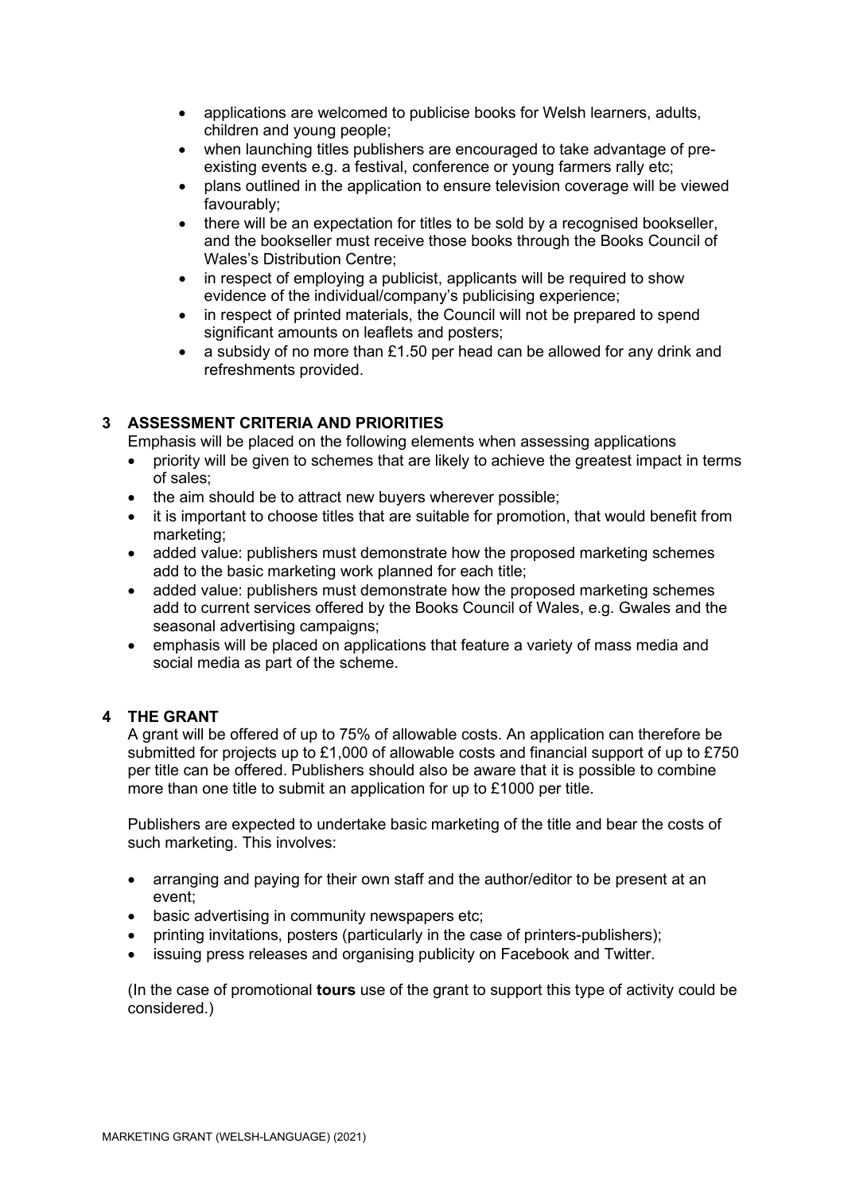- applications are welcomed to publicise books for Welsh learners, adults, children and young people;
- when launching titles publishers are encouraged to take advantage of pre-existing events e.g. a festival, conference or young farmers rally etc;
- plans outlined in the application to ensure television coverage will be viewed favourably;
- there will be an expectation for titles to be sold by a recognised bookseller, and the bookseller must receive those books through the Books Council of Wales's Distribution Centre;
- in respect of employing a publicist, applicants will be required to show evidence of the individual/company's publicising experience;
- in respect of printed materials, the Council will not be prepared to spend significant amounts on leaflets and posters;
- a subsidy of no more than £1.50 per head can be allowed for any drink and refreshments provided.

## 3 ASSESSMENT CRITERIA AND PRIORITIES

Emphasis will be placed on the following elements when assessing applications

- priority will be given to schemes that are likely to achieve the greatest impact in terms of sales;
- the aim should be to attract new buyers wherever possible;
- it is important to choose titles that are suitable for promotion, that would benefit from marketing;
- added value: publishers must demonstrate how the proposed marketing schemes add to the basic marketing work planned for each title;
- added value: publishers must demonstrate how the proposed marketing schemes add to current services offered by the Books Council of Wales, e.g. Gwales and the seasonal advertising campaigns;
- emphasis will be placed on applications that feature a variety of mass media and social media as part of the scheme.

## 4 THE GRANT

A grant will be offered of up to 75% of allowable costs. An application can therefore be submitted for projects up to £1,000 of allowable costs and financial support of up to £750 per title can be offered. Publishers should also be aware that it is possible to combine more than one title to submit an application for up to £1000 per title.

Publishers are expected to undertake basic marketing of the title and bear the costs of such marketing. This involves:

- arranging and paying for their own staff and the author/editor to be present at an event;
- basic advertising in community newspapers etc;
- printing invitations, posters (particularly in the case of printers-publishers);
- issuing press releases and organising publicity on Facebook and Twitter.

(In the case of promotional **tours** use of the grant to support this type of activity could be considered.)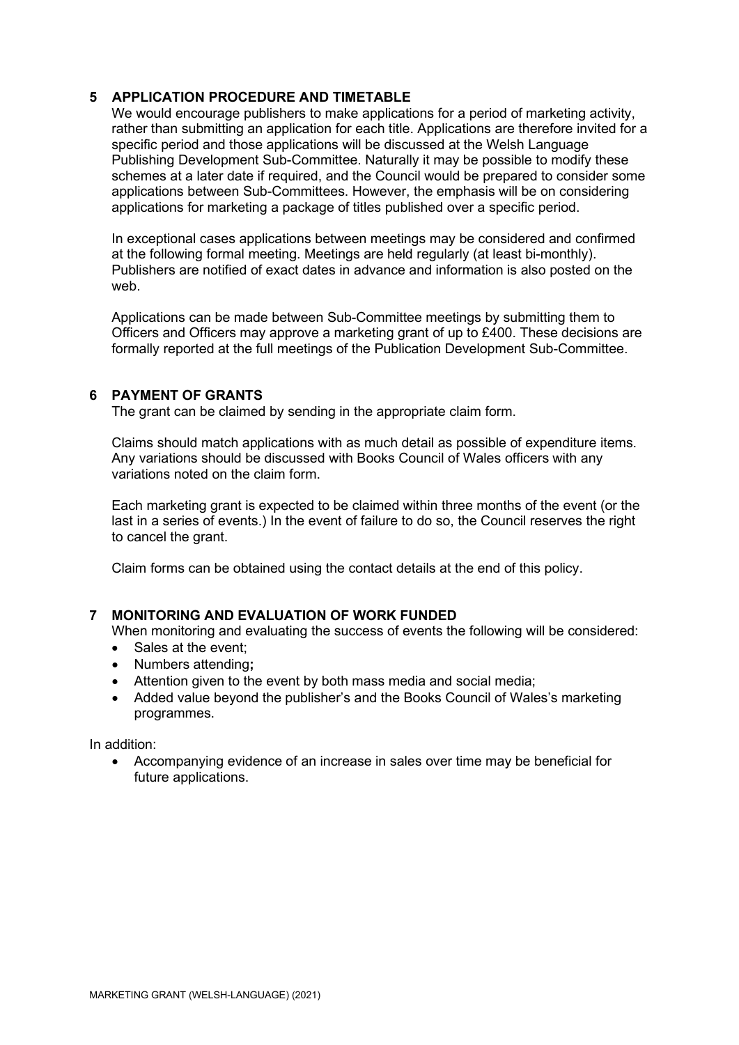## 5 APPLICATION PROCEDURE AND TIMETABLE

We would encourage publishers to make applications for a period of marketing activity, rather than submitting an application for each title. Applications are therefore invited for a specific period and those applications will be discussed at the Welsh Language Publishing Development Sub-Committee. Naturally it may be possible to modify these schemes at a later date if required, and the Council would be prepared to consider some applications between Sub-Committees. However, the emphasis will be on considering applications for marketing a package of titles published over a specific period.

In exceptional cases applications between meetings may be considered and confirmed at the following formal meeting. Meetings are held regularly (at least bi-monthly). Publishers are notified of exact dates in advance and information is also posted on the web.

Applications can be made between Sub-Committee meetings by submitting them to Officers and Officers may approve a marketing grant of up to £400. These decisions are formally reported at the full meetings of the Publication Development Sub-Committee.

## 6 PAYMENT OF GRANTS

The grant can be claimed by sending in the appropriate claim form.

Claims should match applications with as much detail as possible of expenditure items. Any variations should be discussed with Books Council of Wales officers with any variations noted on the claim form.

Each marketing grant is expected to be claimed within three months of the event (or the last in a series of events.) In the event of failure to do so, the Council reserves the right to cancel the grant.

Claim forms can be obtained using the contact details at the end of this policy.

## 7 MONITORING AND EVALUATION OF WORK FUNDED

When monitoring and evaluating the success of events the following will be considered:

- Sales at the event;
- Numbers attending**;**
- Attention given to the event by both mass media and social media;
- Added value beyond the publisher's and the Books Council of Wales's marketing programmes.

In addition:

- Accompanying evidence of an increase in sales over time may be beneficial for future applications.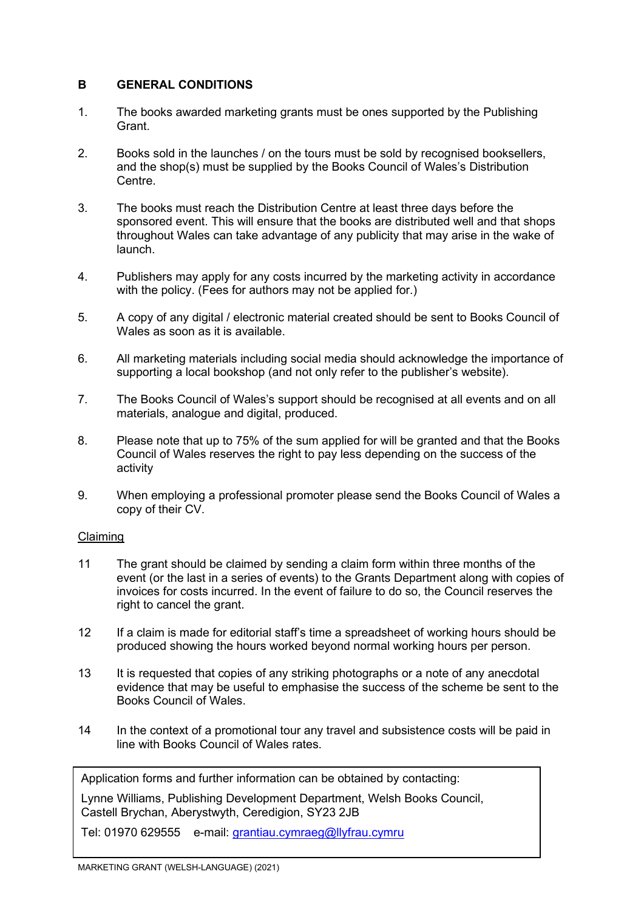## B GENERAL CONDITIONS

1. The books awarded marketing grants must be ones supported by the Publishing Grant.

2. Books sold in the launches / on the tours must be sold by recognised booksellers, and the shop(s) must be supplied by the Books Council of Wales's Distribution Centre.

3. The books must reach the Distribution Centre at least three days before the sponsored event. This will ensure that the books are distributed well and that shops throughout Wales can take advantage of any publicity that may arise in the wake of launch.

4. Publishers may apply for any costs incurred by the marketing activity in accordance with the policy. (Fees for authors may not be applied for.)

5. A copy of any digital / electronic material created should be sent to Books Council of Wales as soon as it is available.

6. All marketing materials including social media should acknowledge the importance of supporting a local bookshop (and not only refer to the publisher's website).

7. The Books Council of Wales's support should be recognised at all events and on all materials, analogue and digital, produced.

8. Please note that up to 75% of the sum applied for will be granted and that the Books Council of Wales reserves the right to pay less depending on the success of the activity

9. When employing a professional promoter please send the Books Council of Wales a copy of their CV.

<u>Claiming</u>

11 The grant should be claimed by sending a claim form within three months of the event (or the last in a series of events) to the Grants Department along with copies of invoices for costs incurred. In the event of failure to do so, the Council reserves the right to cancel the grant.

12 If a claim is made for editorial staff's time a spreadsheet of working hours should be produced showing the hours worked beyond normal working hours per person.

13 It is requested that copies of any striking photographs or a note of any anecdotal evidence that may be useful to emphasise the success of the scheme be sent to the Books Council of Wales.

14 In the context of a promotional tour any travel and subsistence costs will be paid in line with Books Council of Wales rates.

Application forms and further information can be obtained by contacting:

Lynne Williams, Publishing Development Department, Welsh Books Council, Castell Brychan, Aberystwyth, Ceredigion, SY23 2JB

Tel: 01970 629555 e-mail: grantiau.cymraeg@llyfrau.cymru

MARKETING GRANT (WELSH-LANGUAGE) (2021)